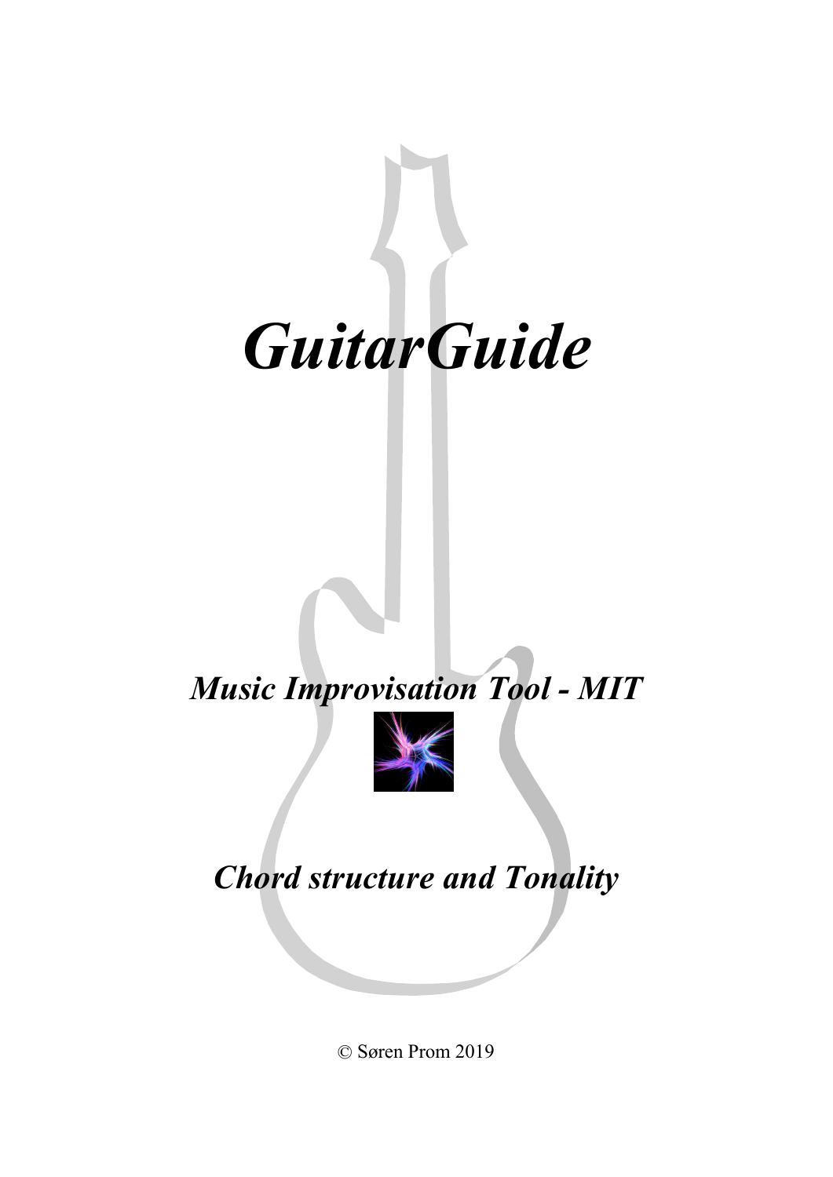# *GuitarGuide*

## *Music Improvisation Tool - MIT*

## *Chord structure and Tonality*

© Søren Prom 2019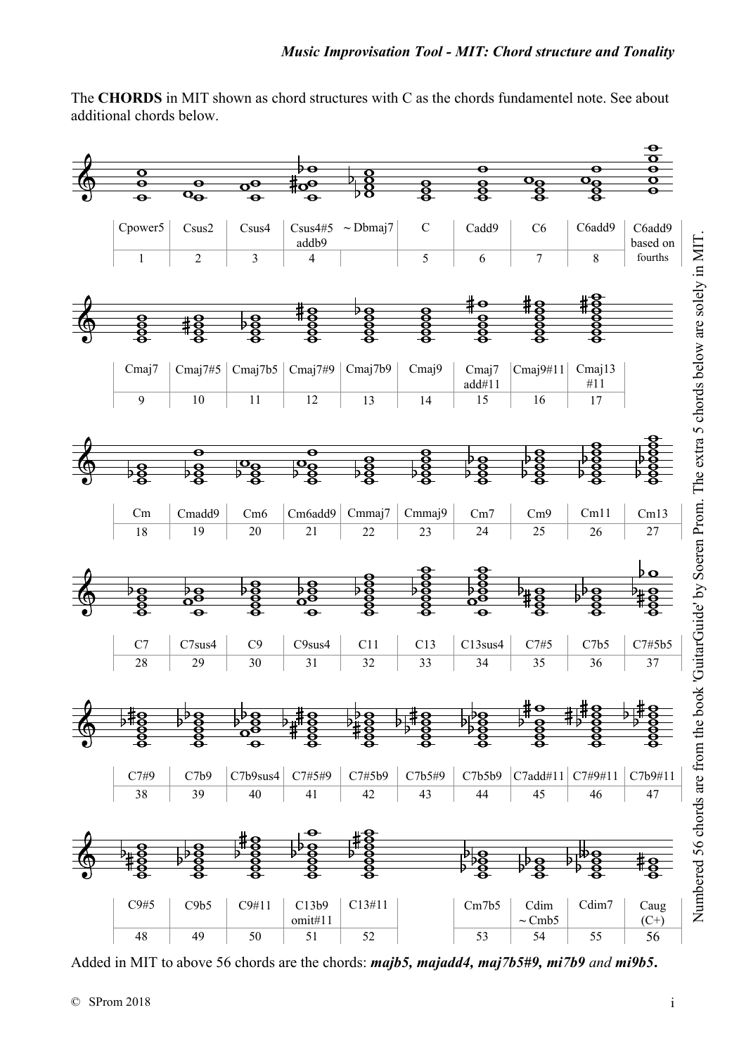The **CHORDS** in MIT shown as chord structures with C as the chords fundamentel note. See about additional chords below.

| Cpower5 | Csus2 | Csus4 | Csus4#5 addb9 | ~ Dbmaj7 | C | Cadd9 | C6 | C6add9 | C6add9 based on fourths |
|---|---|---|---|---|---|---|---|---|---|
| 1 | 2 | 3 | 4 | | 5 | 6 | 7 | 8 | |

| Cmaj7 | Cmaj7#5 | Cmaj7b5 | Cmaj7#9 | Cmaj7b9 | Cmaj9 | Cmaj7 add#11 | Cmaj9#11 | Cmaj13 #11 |
|---|---|---|---|---|---|---|---|---|
| 9 | 10 | 11 | 12 | 13 | 14 | 15 | 16 | 17 |

| Cm | Cmadd9 | Cm6 | Cm6add9 | Cmmaj7 | Cmmaj9 | Cm7 | Cm9 | Cm11 | Cm13 |
|---|---|---|---|---|---|---|---|---|---|
| 18 | 19 | 20 | 21 | 22 | 23 | 24 | 25 | 26 | 27 |

| C7 | C7sus4 | C9 | C9sus4 | C11 | C13 | C13sus4 | C7#5 | C7b5 | C7#5b5 |
|---|---|---|---|---|---|---|---|---|---|
| 28 | 29 | 30 | 31 | 32 | 33 | 34 | 35 | 36 | 37 |

| C7#9 | C7b9 | C7b9sus4 | C7#5#9 | C7#5b9 | C7b5#9 | C7b5b9 | C7add#11 | C7#9#11 | C7b9#11 |
|---|---|---|---|---|---|---|---|---|---|
| 38 | 39 | 40 | 41 | 42 | 43 | 44 | 45 | 46 | 47 |

| C9#5 | C9b5 | C9#11 | C13b9 omit#11 | C13#11 | | Cm7b5 | Cdim ~ Cmb5 | Cdim7 | Caug (C+) |
|---|---|---|---|---|---|---|---|---|---|
| 48 | 49 | 50 | 51 | 52 | | 53 | 54 | 55 | 56 |

Numbered 56 chords are from the book 'GuitarGuide' by Soeren Prom. The extra 5 chords below are solely in MIT.

Added in MIT to above 56 chords are the chords: ***majb5, majadd4, maj7b5#9, mi7b9** and **mi9b5***.

© SProm 2018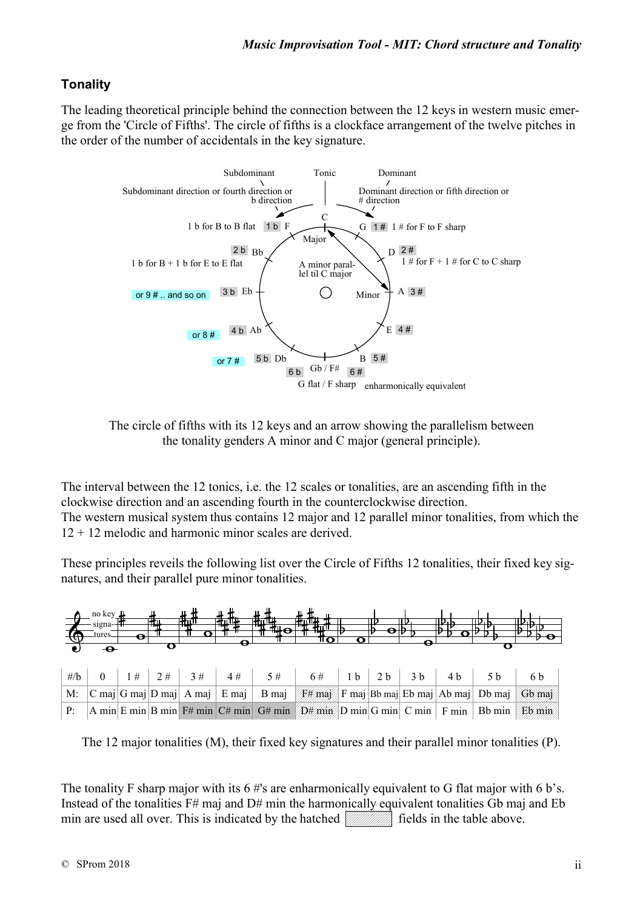## Tonality

The leading theoretical principle behind the connection between the 12 keys in western music emerge from the 'Circle of Fifths'. The circle of fifths is a clockface arrangement of the twelve pitches in the order of the number of accidentals in the key signature.

The circle of fifths with its 12 keys and an arrow showing the parallelism between the tonality genders A minor and C major (general principle).

The interval between the 12 tonics, i.e. the 12 scales or tonalities, are an ascending fifth in the clockwise direction and an ascending fourth in the counterclockwise direction.
The western musical system thus contains 12 major and 12 parallel minor tonalities, from which the 12 + 12 melodic and harmonic minor scales are derived.

These principles reveils the following list over the Circle of Fifths 12 tonalities, their fixed key signatures, and their parallel pure minor tonalities.

| #/b | 0 | 1 # | 2 # | 3 # | 4 # | 5 # | 6 # | 1 b | 2 b | 3 b | 4 b | 5 b | 6 b |
|---|---|---|---|---|---|---|---|---|---|---|---|---|---|
| M: | C maj | G maj | D maj | A maj | E maj | B maj | F# maj | F maj | Bb maj | Eb maj | Ab maj | Db maj | Gb maj |
| P: | A min | E min | B min | F# min | C# min | G# min | D# min | D min | G min | C min | F min | Bb min | Eb min |

The 12 major tonalities (M), their fixed key signatures and their parallel minor tonalities (P).

The tonality F sharp major with its 6 #'s are enharmonically equivalent to G flat major with 6 b's. Instead of the tonalities F# maj and D# min the harmonically equivalent tonalities Gb maj and Eb min are used all over. This is indicated by the hatched fields in the table above.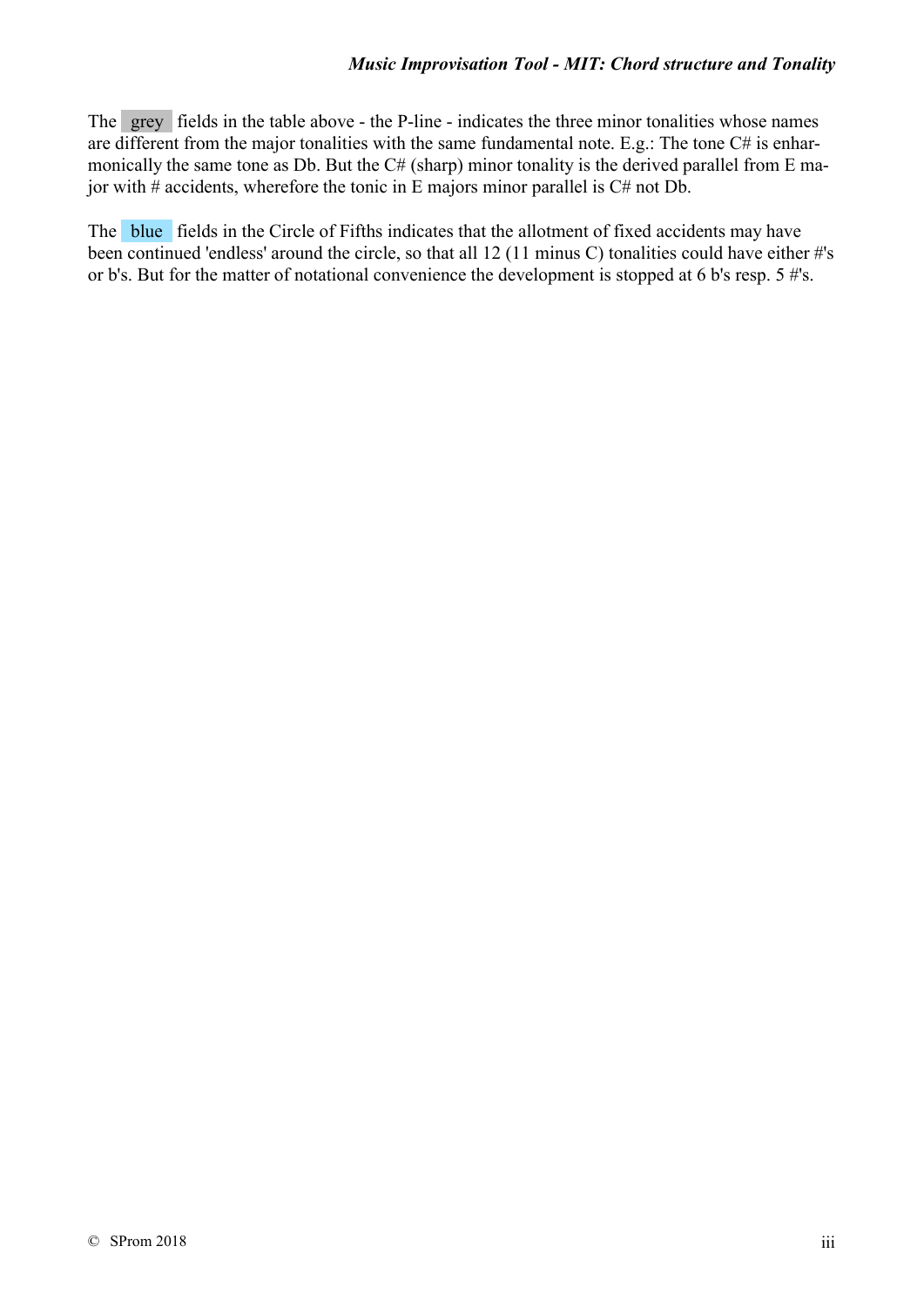The grey fields in the table above - the P-line - indicates the three minor tonalities whose names are different from the major tonalities with the same fundamental note. E.g.: The tone C# is enharmonically the same tone as Db. But the C# (sharp) minor tonality is the derived parallel from E major with # accidents, wherefore the tonic in E majors minor parallel is C# not Db.

The blue fields in the Circle of Fifths indicates that the allotment of fixed accidents may have been continued 'endless' around the circle, so that all 12 (11 minus C) tonalities could have either #'s or b's. But for the matter of notational convenience the development is stopped at 6 b's resp. 5 #'s.

© SProm 2018